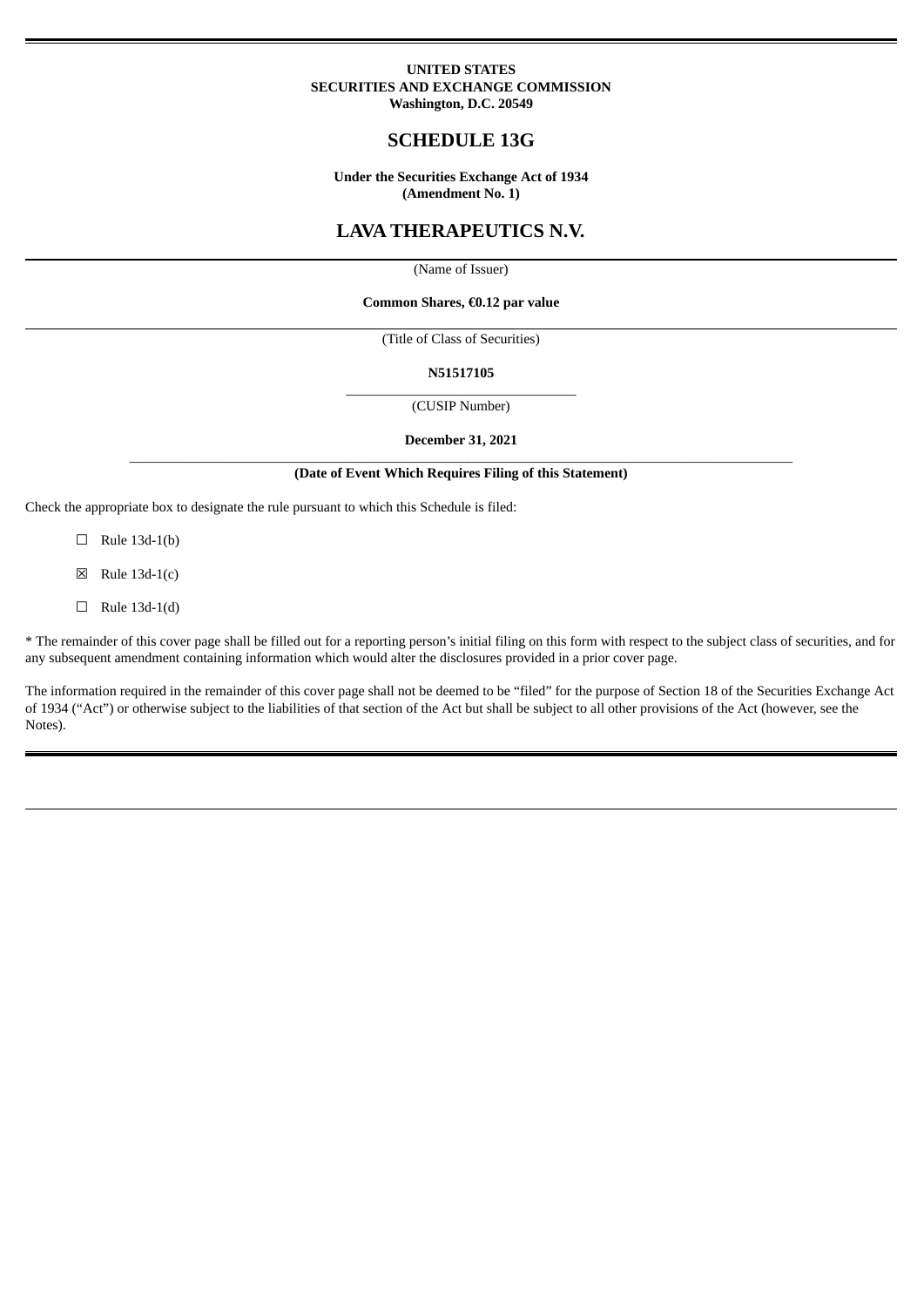**UNITED STATES**
**SECURITIES AND EXCHANGE COMMISSION**
**Washington, D.C. 20549**

# SCHEDULE 13G

**Under the Securities Exchange Act of 1934**
**(Amendment No. 1)**

# LAVA THERAPEUTICS N.V.

(Name of Issuer)

**Common Shares, €0.12 par value**

(Title of Class of Securities)

**N51517105**

(CUSIP Number)

**December 31, 2021**

**(Date of Event Which Requires Filing of this Statement)**

Check the appropriate box to designate the rule pursuant to which this Schedule is filed:

☐ Rule 13d-1(b)

☒ Rule 13d-1(c)

☐ Rule 13d-1(d)

* The remainder of this cover page shall be filled out for a reporting person's initial filing on this form with respect to the subject class of securities, and for any subsequent amendment containing information which would alter the disclosures provided in a prior cover page.

The information required in the remainder of this cover page shall not be deemed to be "filed" for the purpose of Section 18 of the Securities Exchange Act of 1934 ("Act") or otherwise subject to the liabilities of that section of the Act but shall be subject to all other provisions of the Act (however, see the Notes).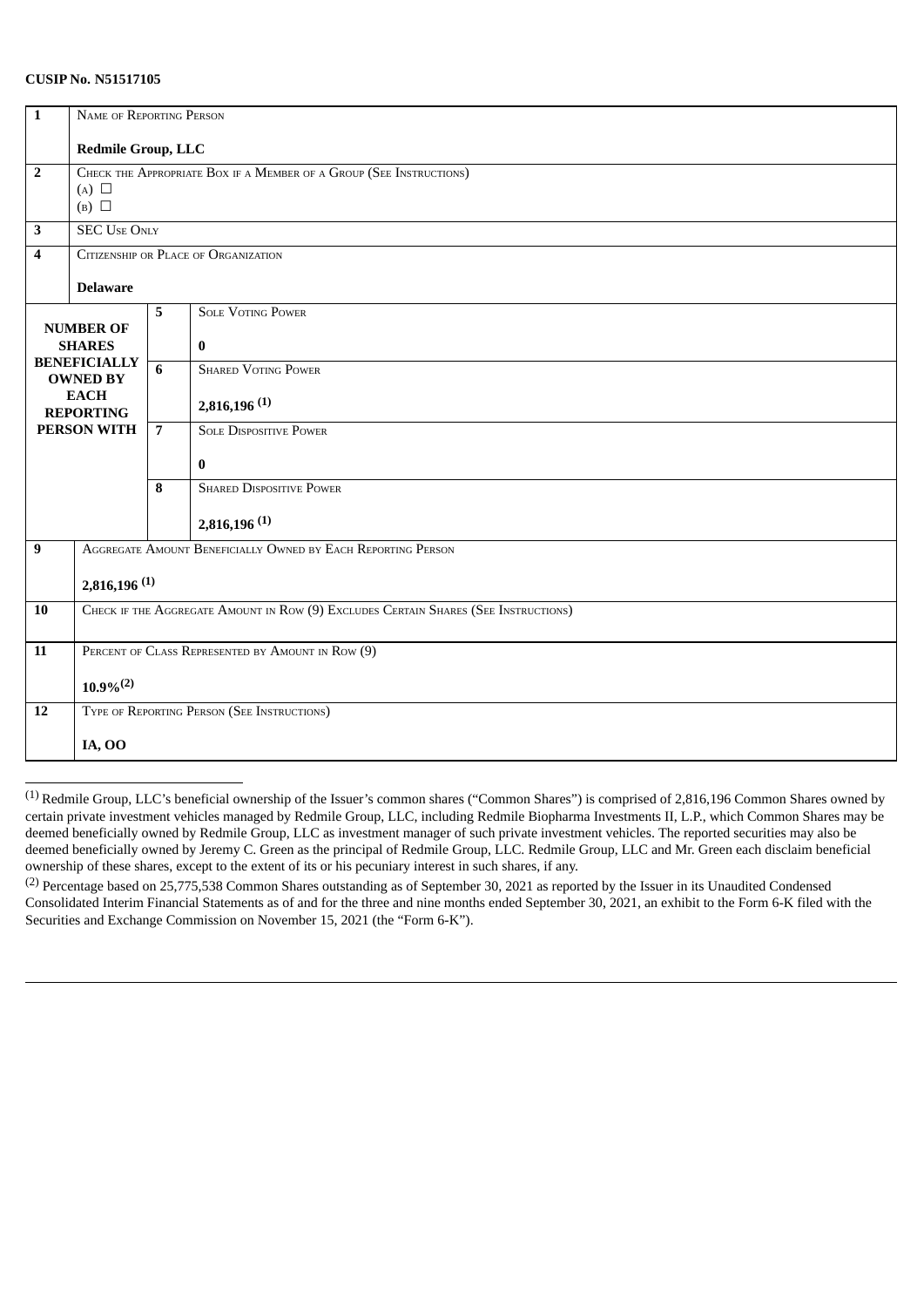**CUSIP No. N51517105**

| 1 | NAME OF REPORTING PERSON<br><br>**Redmile Group, LLC** | | |
|---|---|---|---|
| 2 | CHECK THE APPROPRIATE BOX IF A MEMBER OF A GROUP (SEE INSTRUCTIONS)<br>(A) ☐<br>(B) ☐ | | |
| 3 | SEC USE ONLY | | |
| 4 | CITIZENSHIP OR PLACE OF ORGANIZATION<br><br>**Delaware** | | |
| **NUMBER OF SHARES BENEFICIALLY OWNED BY EACH REPORTING PERSON WITH** | | 5 | SOLE VOTING POWER<br><br>**0** |
| | | 6 | SHARED VOTING POWER<br><br>**2,816,196 (1)** |
| | | 7 | SOLE DISPOSITIVE POWER<br><br>**0** |
| | | 8 | SHARED DISPOSITIVE POWER<br><br>**2,816,196 (1)** |
| 9 | AGGREGATE AMOUNT BENEFICIALLY OWNED BY EACH REPORTING PERSON<br><br>**2,816,196 (1)** | | |
| 10 | CHECK IF THE AGGREGATE AMOUNT IN ROW (9) EXCLUDES CERTAIN SHARES (SEE INSTRUCTIONS) | | |
| 11 | PERCENT OF CLASS REPRESENTED BY AMOUNT IN ROW (9)<br><br>**10.9%(2)** | | |
| 12 | TYPE OF REPORTING PERSON (SEE INSTRUCTIONS)<br><br>**IA, OO** | | |

(1) Redmile Group, LLC's beneficial ownership of the Issuer's common shares ("Common Shares") is comprised of 2,816,196 Common Shares owned by certain private investment vehicles managed by Redmile Group, LLC, including Redmile Biopharma Investments II, L.P., which Common Shares may be deemed beneficially owned by Redmile Group, LLC as investment manager of such private investment vehicles. The reported securities may also be deemed beneficially owned by Jeremy C. Green as the principal of Redmile Group, LLC. Redmile Group, LLC and Mr. Green each disclaim beneficial ownership of these shares, except to the extent of its or his pecuniary interest in such shares, if any.

(2) Percentage based on 25,775,538 Common Shares outstanding as of September 30, 2021 as reported by the Issuer in its Unaudited Condensed Consolidated Interim Financial Statements as of and for the three and nine months ended September 30, 2021, an exhibit to the Form 6-K filed with the Securities and Exchange Commission on November 15, 2021 (the "Form 6-K").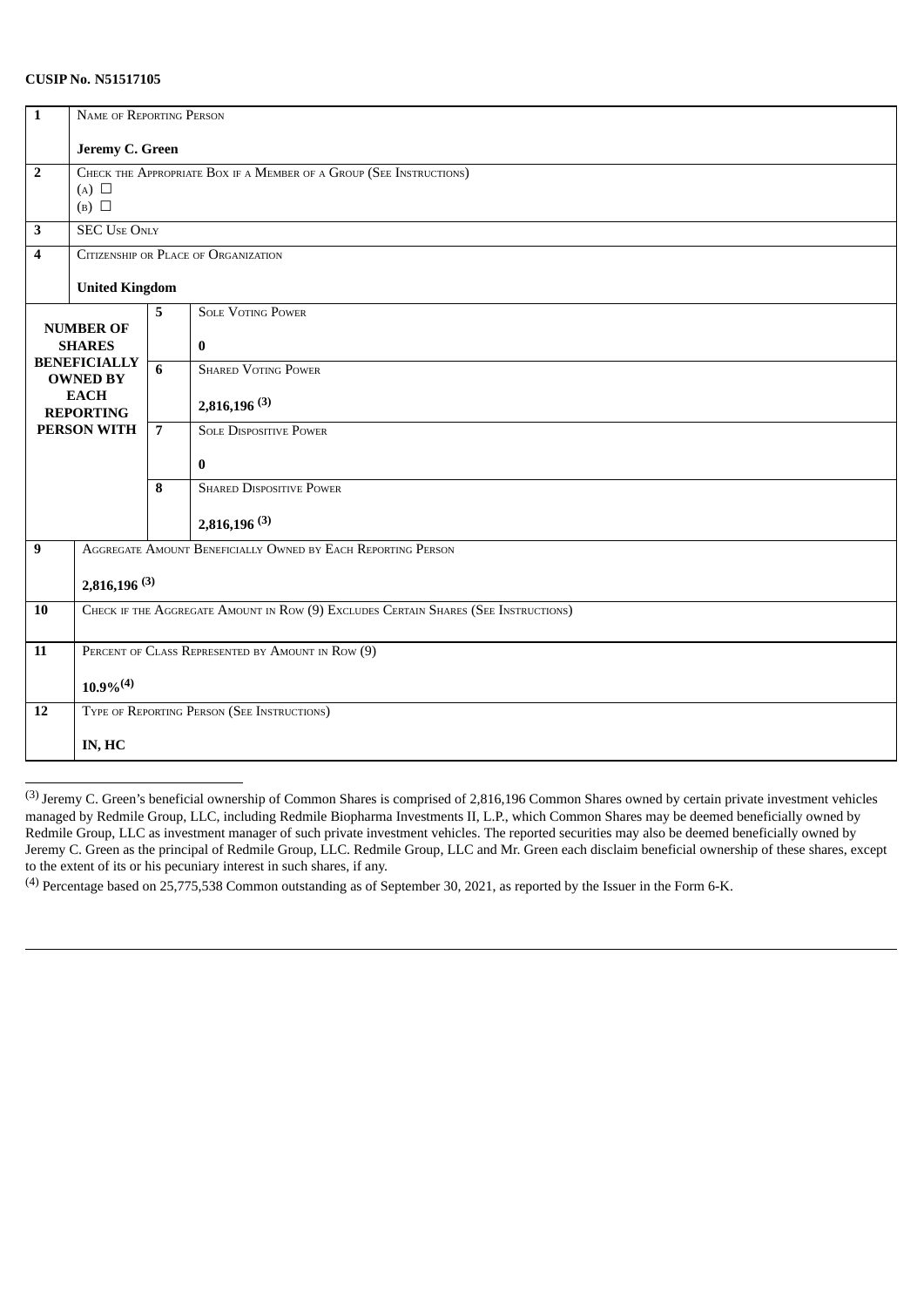**CUSIP No. N51517105**

| | | | |
|---|---|---|---|
| **1** | NAME OF REPORTING PERSON<br><br>**Jeremy C. Green** | | |
| **2** | CHECK THE APPROPRIATE BOX IF A MEMBER OF A GROUP (SEE INSTRUCTIONS)<br>(A) ☐<br>(B) ☐ | | |
| **3** | SEC USE ONLY | | |
| **4** | CITIZENSHIP OR PLACE OF ORGANIZATION<br><br>**United Kingdom** | | |
| **NUMBER OF SHARES BENEFICIALLY OWNED BY EACH REPORTING PERSON WITH** | | **5** | SOLE VOTING POWER<br><br>**0** |
| | | **6** | SHARED VOTING POWER<br><br>**2,816,196 [(3)]** |
| | | **7** | SOLE DISPOSITIVE POWER<br><br>**0** |
| | | **8** | SHARED DISPOSITIVE POWER<br><br>**2,816,196 [(3)]** |
| **9** | AGGREGATE AMOUNT BENEFICIALLY OWNED BY EACH REPORTING PERSON<br><br>**2,816,196 [(3)]** | | |
| **10** | CHECK IF THE AGGREGATE AMOUNT IN ROW (9) EXCLUDES CERTAIN SHARES (SEE INSTRUCTIONS) | | |
| **11** | PERCENT OF CLASS REPRESENTED BY AMOUNT IN ROW (9)<br><br>**10.9%[(4)]** | | |
| **12** | TYPE OF REPORTING PERSON (SEE INSTRUCTIONS)<br><br>**IN, HC** | | |

[(3)] Jeremy C. Green's beneficial ownership of Common Shares is comprised of 2,816,196 Common Shares owned by certain private investment vehicles managed by Redmile Group, LLC, including Redmile Biopharma Investments II, L.P., which Common Shares may be deemed beneficially owned by Redmile Group, LLC as investment manager of such private investment vehicles. The reported securities may also be deemed beneficially owned by Jeremy C. Green as the principal of Redmile Group, LLC. Redmile Group, LLC and Mr. Green each disclaim beneficial ownership of these shares, except to the extent of its or his pecuniary interest in such shares, if any.

[(4)] Percentage based on 25,775,538 Common outstanding as of September 30, 2021, as reported by the Issuer in the Form 6-K.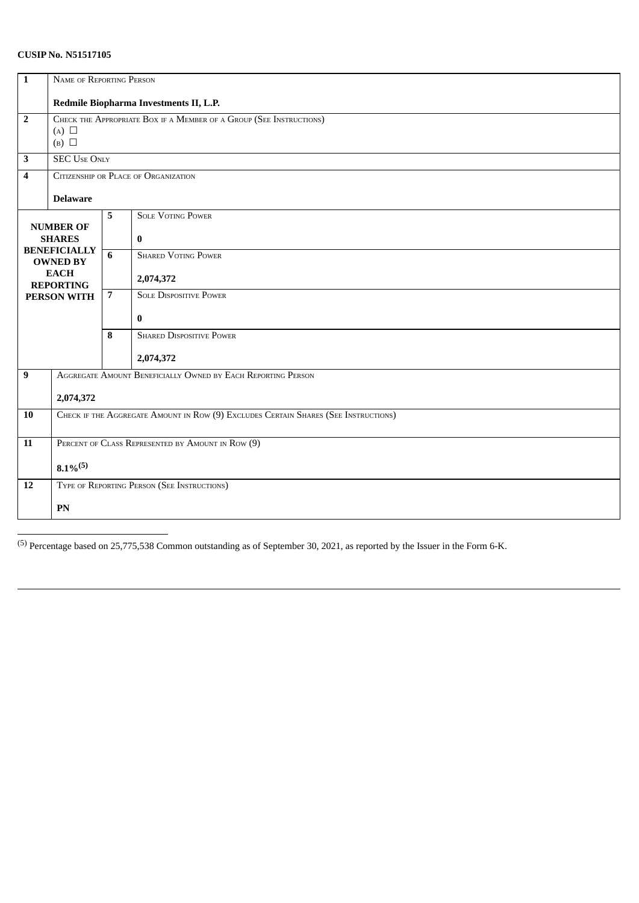**CUSIP No. N51517105**

| | | | |
|---|---|---|---|
| **1** | NAME OF REPORTING PERSON<br><br>**Redmile Biopharma Investments II, L.P.** | | |
| **2** | CHECK THE APPROPRIATE BOX IF A MEMBER OF A GROUP (SEE INSTRUCTIONS)<br>(A) ☐<br>(B) ☐ | | |
| **3** | SEC USE ONLY | | |
| **4** | CITIZENSHIP OR PLACE OF ORGANIZATION<br><br>**Delaware** | | |
| **NUMBER OF SHARES BENEFICIALLY OWNED BY EACH REPORTING PERSON WITH** | | **5** | SOLE VOTING POWER<br><br>**0** |
| | | **6** | SHARED VOTING POWER<br><br>**2,074,372** |
| | | **7** | SOLE DISPOSITIVE POWER<br><br>**0** |
| | | **8** | SHARED DISPOSITIVE POWER<br><br>**2,074,372** |
| **9** | AGGREGATE AMOUNT BENEFICIALLY OWNED BY EACH REPORTING PERSON<br><br>**2,074,372** | | |
| **10** | CHECK IF THE AGGREGATE AMOUNT IN ROW (9) EXCLUDES CERTAIN SHARES (SEE INSTRUCTIONS) | | |
| **11** | PERCENT OF CLASS REPRESENTED BY AMOUNT IN ROW (9)<br><br>**8.1%(5)** | | |
| **12** | TYPE OF REPORTING PERSON (SEE INSTRUCTIONS)<br><br>**PN** | | |

(5) Percentage based on 25,775,538 Common outstanding as of September 30, 2021, as reported by the Issuer in the Form 6-K.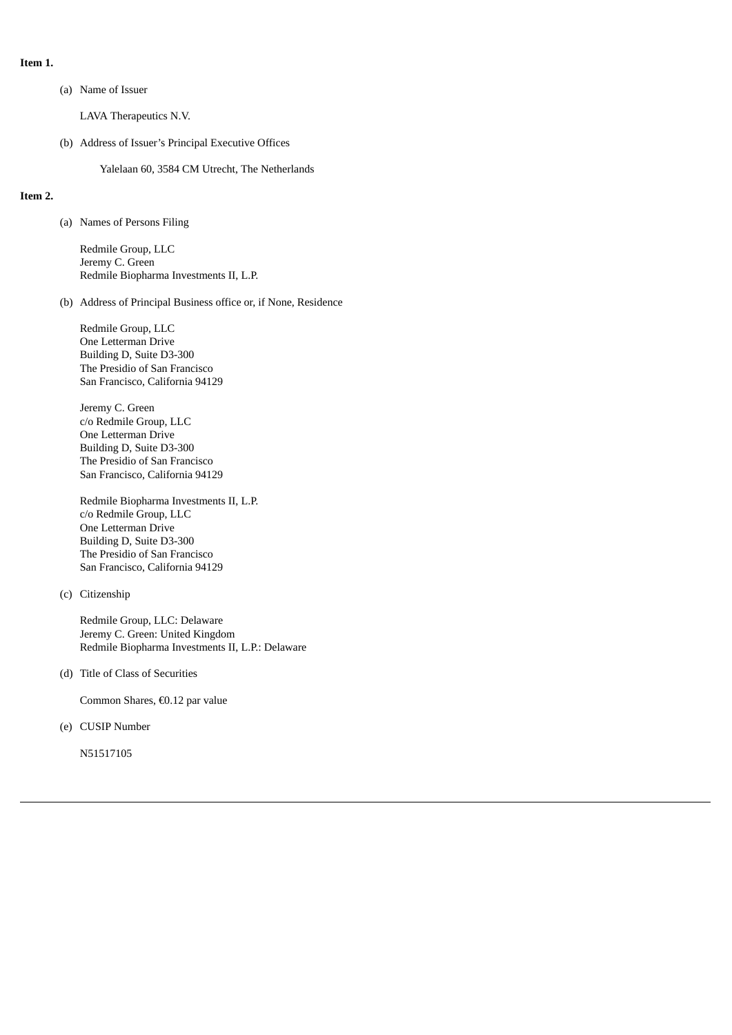**Item 1.**

(a) Name of Issuer

LAVA Therapeutics N.V.

(b) Address of Issuer's Principal Executive Offices

Yalelaan 60, 3584 CM Utrecht, The Netherlands

**Item 2.**

(a) Names of Persons Filing

Redmile Group, LLC
Jeremy C. Green
Redmile Biopharma Investments II, L.P.

(b) Address of Principal Business office or, if None, Residence

Redmile Group, LLC
One Letterman Drive
Building D, Suite D3-300
The Presidio of San Francisco
San Francisco, California 94129

Jeremy C. Green
c/o Redmile Group, LLC
One Letterman Drive
Building D, Suite D3-300
The Presidio of San Francisco
San Francisco, California 94129

Redmile Biopharma Investments II, L.P.
c/o Redmile Group, LLC
One Letterman Drive
Building D, Suite D3-300
The Presidio of San Francisco
San Francisco, California 94129

(c) Citizenship

Redmile Group, LLC: Delaware
Jeremy C. Green: United Kingdom
Redmile Biopharma Investments II, L.P.: Delaware

(d) Title of Class of Securities

Common Shares, €0.12 par value

(e) CUSIP Number

N51517105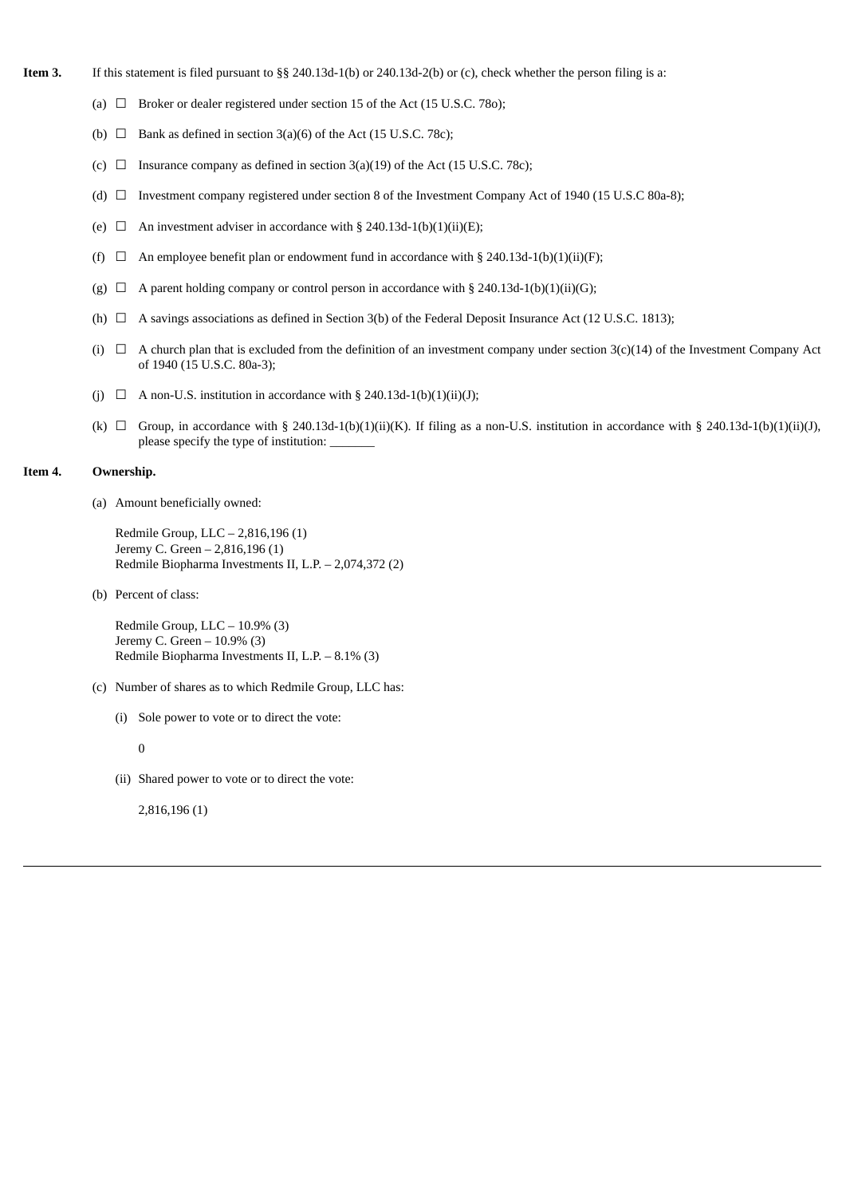**Item 3.** If this statement is filed pursuant to §§ 240.13d-1(b) or 240.13d-2(b) or (c), check whether the person filing is a:

(a) ☐ Broker or dealer registered under section 15 of the Act (15 U.S.C. 78o);

(b) ☐ Bank as defined in section 3(a)(6) of the Act (15 U.S.C. 78c);

(c) ☐ Insurance company as defined in section 3(a)(19) of the Act (15 U.S.C. 78c);

(d) ☐ Investment company registered under section 8 of the Investment Company Act of 1940 (15 U.S.C 80a-8);

(e) ☐ An investment adviser in accordance with § 240.13d-1(b)(1)(ii)(E);

(f) ☐ An employee benefit plan or endowment fund in accordance with § 240.13d-1(b)(1)(ii)(F);

(g) ☐ A parent holding company or control person in accordance with § 240.13d-1(b)(1)(ii)(G);

(h) ☐ A savings associations as defined in Section 3(b) of the Federal Deposit Insurance Act (12 U.S.C. 1813);

(i) ☐ A church plan that is excluded from the definition of an investment company under section 3(c)(14) of the Investment Company Act of 1940 (15 U.S.C. 80a-3);

(j) ☐ A non-U.S. institution in accordance with § 240.13d-1(b)(1)(ii)(J);

(k) ☐ Group, in accordance with § 240.13d-1(b)(1)(ii)(K). If filing as a non-U.S. institution in accordance with § 240.13d-1(b)(1)(ii)(J), please specify the type of institution: _______

**Item 4.** **Ownership.**

(a) Amount beneficially owned:

Redmile Group, LLC – 2,816,196 (1)
Jeremy C. Green – 2,816,196 (1)
Redmile Biopharma Investments II, L.P. – 2,074,372 (2)

(b) Percent of class:

Redmile Group, LLC – 10.9% (3)
Jeremy C. Green – 10.9% (3)
Redmile Biopharma Investments II, L.P. – 8.1% (3)

(c) Number of shares as to which Redmile Group, LLC has:

(i) Sole power to vote or to direct the vote:

0

(ii) Shared power to vote or to direct the vote:

2,816,196 (1)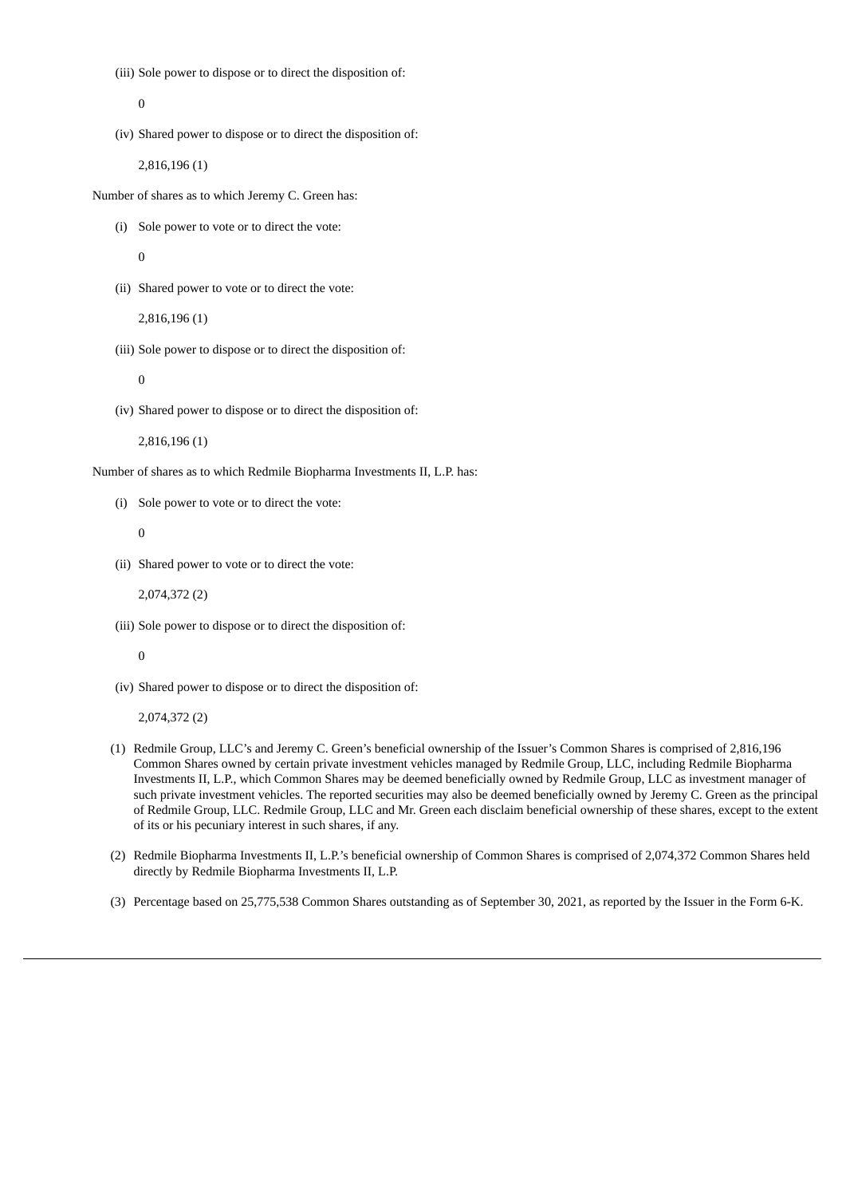(iii) Sole power to dispose or to direct the disposition of:

0

(iv) Shared power to dispose or to direct the disposition of:

2,816,196 (1)

Number of shares as to which Jeremy C. Green has:

(i) Sole power to vote or to direct the vote:

0

(ii) Shared power to vote or to direct the vote:

2,816,196 (1)

(iii) Sole power to dispose or to direct the disposition of:

0

(iv) Shared power to dispose or to direct the disposition of:

2,816,196 (1)

Number of shares as to which Redmile Biopharma Investments II, L.P. has:

(i) Sole power to vote or to direct the vote:

0

(ii) Shared power to vote or to direct the vote:

2,074,372 (2)

(iii) Sole power to dispose or to direct the disposition of:

0

(iv) Shared power to dispose or to direct the disposition of:

2,074,372 (2)

(1) Redmile Group, LLC's and Jeremy C. Green's beneficial ownership of the Issuer's Common Shares is comprised of 2,816,196 Common Shares owned by certain private investment vehicles managed by Redmile Group, LLC, including Redmile Biopharma Investments II, L.P., which Common Shares may be deemed beneficially owned by Redmile Group, LLC as investment manager of such private investment vehicles. The reported securities may also be deemed beneficially owned by Jeremy C. Green as the principal of Redmile Group, LLC. Redmile Group, LLC and Mr. Green each disclaim beneficial ownership of these shares, except to the extent of its or his pecuniary interest in such shares, if any.

(2) Redmile Biopharma Investments II, L.P.'s beneficial ownership of Common Shares is comprised of 2,074,372 Common Shares held directly by Redmile Biopharma Investments II, L.P.

(3) Percentage based on 25,775,538 Common Shares outstanding as of September 30, 2021, as reported by the Issuer in the Form 6-K.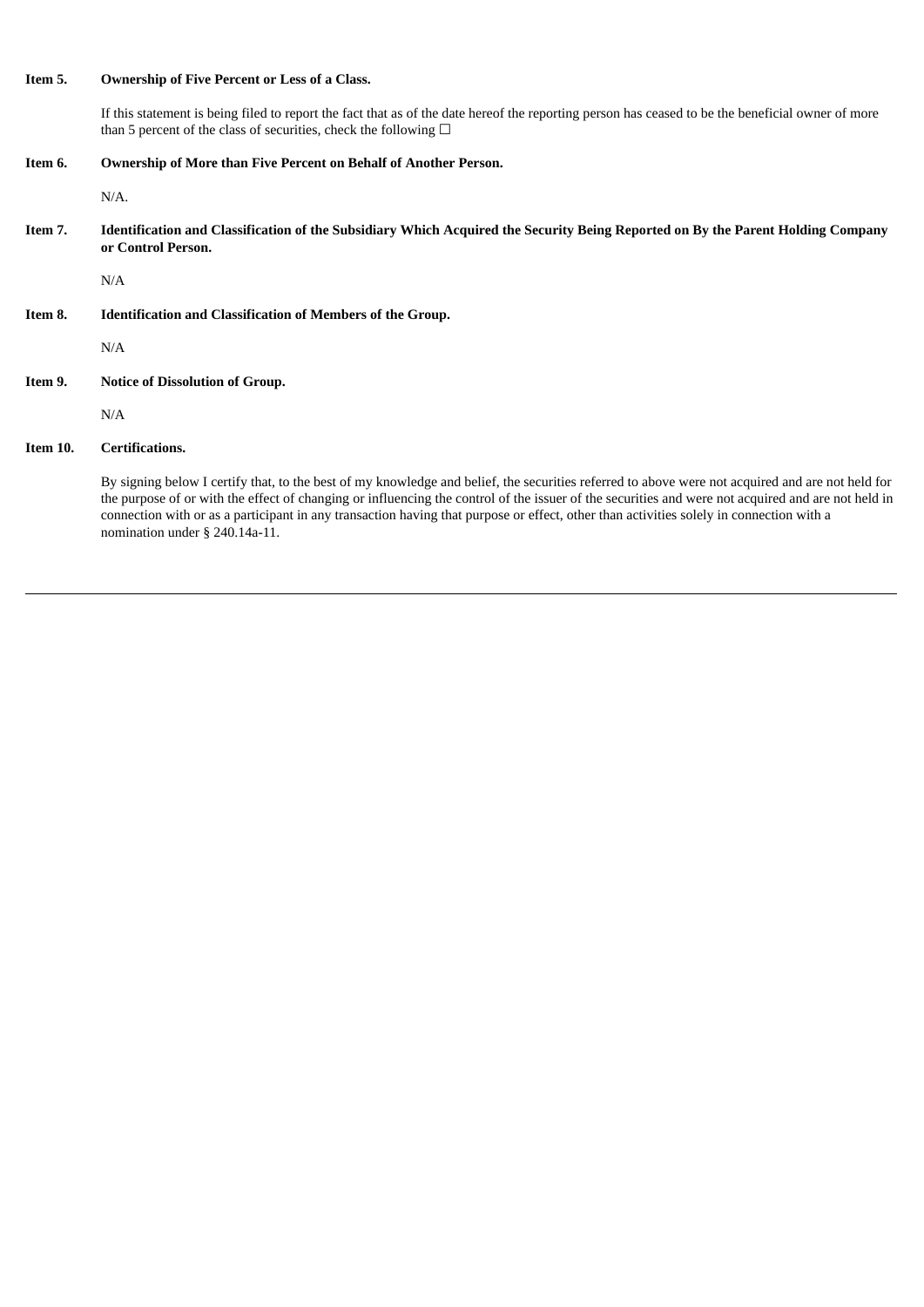**Item 5. Ownership of Five Percent or Less of a Class.**

If this statement is being filed to report the fact that as of the date hereof the reporting person has ceased to be the beneficial owner of more than 5 percent of the class of securities, check the following ☐

**Item 6. Ownership of More than Five Percent on Behalf of Another Person.**

N/A.

**Item 7. Identification and Classification of the Subsidiary Which Acquired the Security Being Reported on By the Parent Holding Company or Control Person.**

N/A

**Item 8. Identification and Classification of Members of the Group.**

N/A

**Item 9. Notice of Dissolution of Group.**

N/A

**Item 10. Certifications.**

By signing below I certify that, to the best of my knowledge and belief, the securities referred to above were not acquired and are not held for the purpose of or with the effect of changing or influencing the control of the issuer of the securities and were not acquired and are not held in connection with or as a participant in any transaction having that purpose or effect, other than activities solely in connection with a nomination under § 240.14a-11.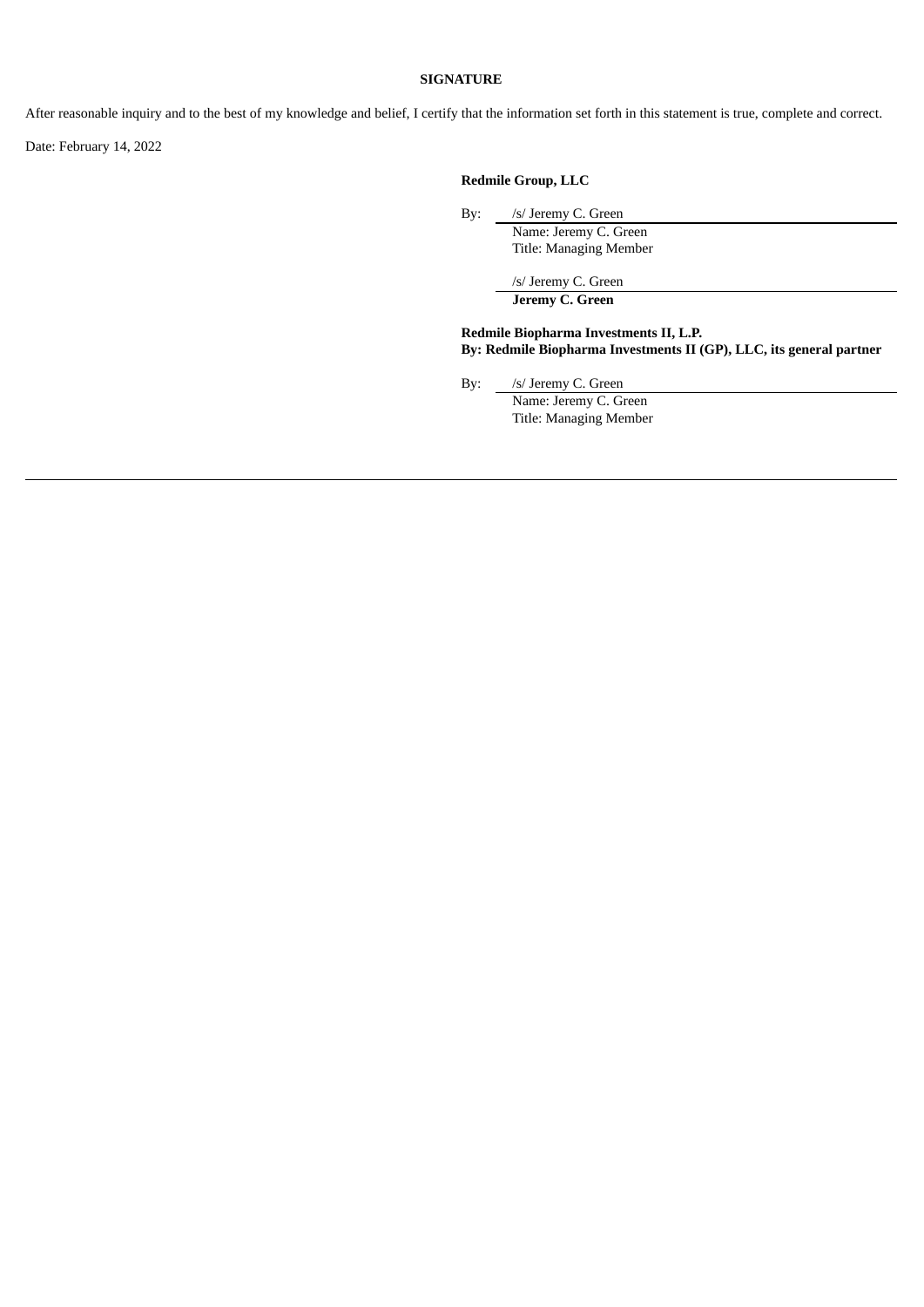## SIGNATURE

After reasonable inquiry and to the best of my knowledge and belief, I certify that the information set forth in this statement is true, complete and correct.

Date: February 14, 2022

**Redmile Group, LLC**

By: /s/ Jeremy C. Green
Name: Jeremy C. Green
Title: Managing Member

/s/ Jeremy C. Green
**Jeremy C. Green**

**Redmile Biopharma Investments II, L.P.**
**By: Redmile Biopharma Investments II (GP), LLC, its general partner**

By: /s/ Jeremy C. Green
Name: Jeremy C. Green
Title: Managing Member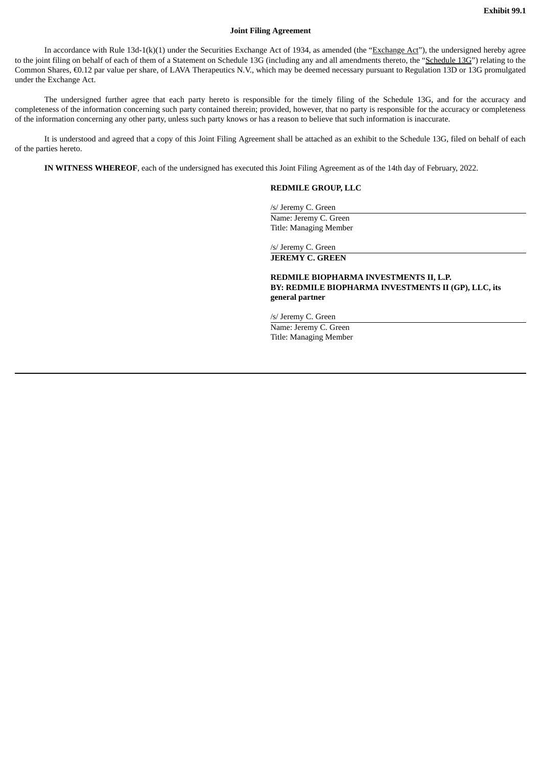**Exhibit 99.1**

**Joint Filing Agreement**

In accordance with Rule 13d-1(k)(1) under the Securities Exchange Act of 1934, as amended (the "Exchange Act"), the undersigned hereby agree to the joint filing on behalf of each of them of a Statement on Schedule 13G (including any and all amendments thereto, the "Schedule 13G") relating to the Common Shares, €0.12 par value per share, of LAVA Therapeutics N.V., which may be deemed necessary pursuant to Regulation 13D or 13G promulgated under the Exchange Act.

The undersigned further agree that each party hereto is responsible for the timely filing of the Schedule 13G, and for the accuracy and completeness of the information concerning such party contained therein; provided, however, that no party is responsible for the accuracy or completeness of the information concerning any other party, unless such party knows or has a reason to believe that such information is inaccurate.

It is understood and agreed that a copy of this Joint Filing Agreement shall be attached as an exhibit to the Schedule 13G, filed on behalf of each of the parties hereto.

**IN WITNESS WHEREOF**, each of the undersigned has executed this Joint Filing Agreement as of the 14th day of February, 2022.

**REDMILE GROUP, LLC**

/s/ Jeremy C. Green
Name: Jeremy C. Green
Title: Managing Member

/s/ Jeremy C. Green
**JEREMY C. GREEN**

**REDMILE BIOPHARMA INVESTMENTS II, L.P.**
**BY: REDMILE BIOPHARMA INVESTMENTS II (GP), LLC, its general partner**

/s/ Jeremy C. Green
Name: Jeremy C. Green
Title: Managing Member